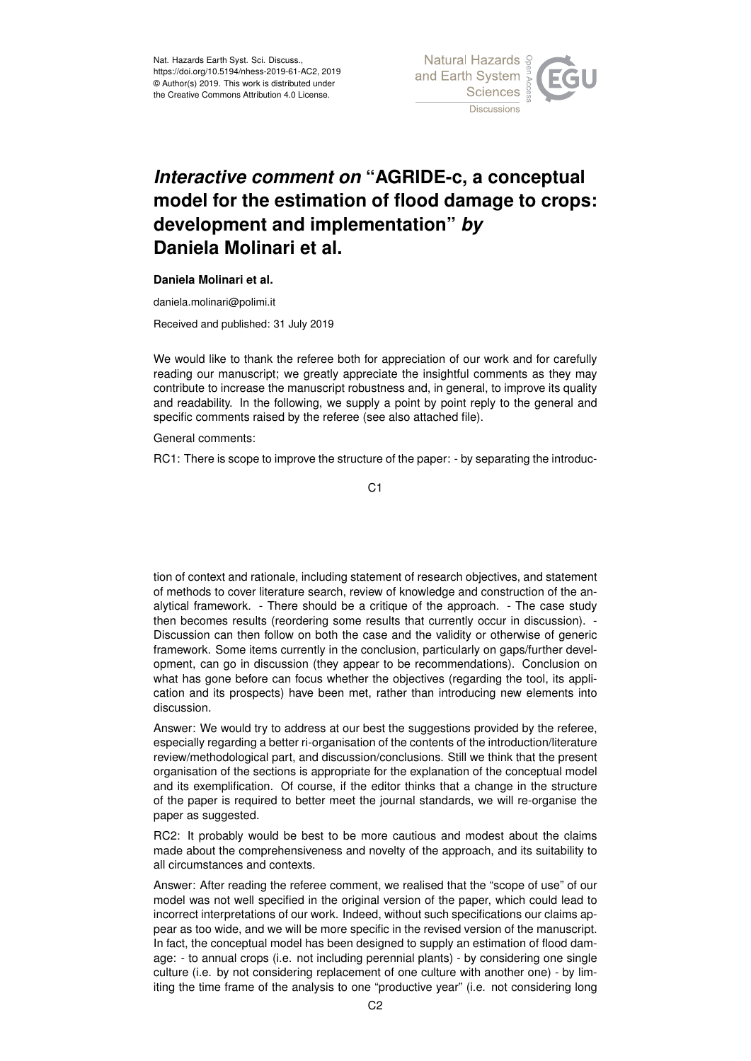Nat. Hazards Earth Syst. Sci. Discuss.,
https://doi.org/10.5194/nhess-2019-61-AC2, 2019
© Author(s) 2019. This work is distributed under
the Creative Commons Attribution 4.0 License.

# *Interactive comment on* "AGRIDE-c, a conceptual model for the estimation of flood damage to crops: development and implementation" *by* Daniela Molinari et al.

**Daniela Molinari et al.**

daniela.molinari@polimi.it

Received and published: 31 July 2019

We would like to thank the referee both for appreciation of our work and for carefully reading our manuscript; we greatly appreciate the insightful comments as they may contribute to increase the manuscript robustness and, in general, to improve its quality and readability. In the following, we supply a point by point reply to the general and specific comments raised by the referee (see also attached file).

General comments:

RC1: There is scope to improve the structure of the paper: - by separating the introduction of context and rationale, including statement of research objectives, and statement of methods to cover literature search, review of knowledge and construction of the analytical framework. - There should be a critique of the approach. - The case study then becomes results (reordering some results that currently occur in discussion). - Discussion can then follow on both the case and the validity or otherwise of generic framework. Some items currently in the conclusion, particularly on gaps/further development, can go in discussion (they appear to be recommendations). Conclusion on what has gone before can focus whether the objectives (regarding the tool, its application and its prospects) have been met, rather than introducing new elements into discussion.

Answer: We would try to address at our best the suggestions provided by the referee, especially regarding a better ri-organisation of the contents of the introduction/literature review/methodological part, and discussion/conclusions. Still we think that the present organisation of the sections is appropriate for the explanation of the conceptual model and its exemplification. Of course, if the editor thinks that a change in the structure of the paper is required to better meet the journal standards, we will re-organise the paper as suggested.

RC2: It probably would be best to be more cautious and modest about the claims made about the comprehensiveness and novelty of the approach, and its suitability to all circumstances and contexts.

Answer: After reading the referee comment, we realised that the "scope of use" of our model was not well specified in the original version of the paper, which could lead to incorrect interpretations of our work. Indeed, without such specifications our claims appear as too wide, and we will be more specific in the revised version of the manuscript. In fact, the conceptual model has been designed to supply an estimation of flood damage: - to annual crops (i.e. not including perennial plants) - by considering one single culture (i.e. by not considering replacement of one culture with another one) - by limiting the time frame of the analysis to one "productive year" (i.e. not considering long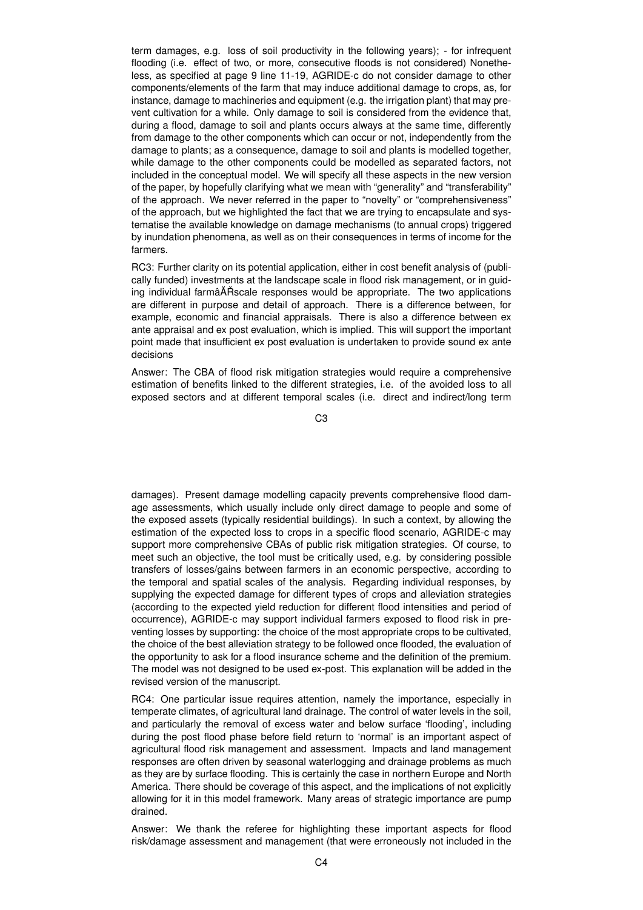term damages, e.g. loss of soil productivity in the following years); - for infrequent flooding (i.e. effect of two, or more, consecutive floods is not considered) Nonetheless, as specified at page 9 line 11-19, AGRIDE-c do not consider damage to other components/elements of the farm that may induce additional damage to crops, as, for instance, damage to machineries and equipment (e.g. the irrigation plant) that may prevent cultivation for a while. Only damage to soil is considered from the evidence that, during a flood, damage to soil and plants occurs always at the same time, differently from damage to the other components which can occur or not, independently from the damage to plants; as a consequence, damage to soil and plants is modelled together, while damage to the other components could be modelled as separated factors, not included in the conceptual model. We will specify all these aspects in the new version of the paper, by hopefully clarifying what we mean with "generality" and "transferability" of the approach. We never referred in the paper to "novelty" or "comprehensiveness" of the approach, but we highlighted the fact that we are trying to encapsulate and systematise the available knowledge on damage mechanisms (to annual crops) triggered by inundation phenomena, as well as on their consequences in terms of income for the farmers.

RC3: Further clarity on its potential application, either in cost benefit analysis of (publically funded) investments at the landscape scale in flood risk management, or in guiding individual farmâĂŘscale responses would be appropriate. The two applications are different in purpose and detail of approach. There is a difference between, for example, economic and financial appraisals. There is also a difference between ex ante appraisal and ex post evaluation, which is implied. This will support the important point made that insufficient ex post evaluation is undertaken to provide sound ex ante decisions

Answer: The CBA of flood risk mitigation strategies would require a comprehensive estimation of benefits linked to the different strategies, i.e. of the avoided loss to all exposed sectors and at different temporal scales (i.e. direct and indirect/long term damages). Present damage modelling capacity prevents comprehensive flood damage assessments, which usually include only direct damage to people and some of the exposed assets (typically residential buildings). In such a context, by allowing the estimation of the expected loss to crops in a specific flood scenario, AGRIDE-c may support more comprehensive CBAs of public risk mitigation strategies. Of course, to meet such an objective, the tool must be critically used, e.g. by considering possible transfers of losses/gains between farmers in an economic perspective, according to the temporal and spatial scales of the analysis. Regarding individual responses, by supplying the expected damage for different types of crops and alleviation strategies (according to the expected yield reduction for different flood intensities and period of occurrence), AGRIDE-c may support individual farmers exposed to flood risk in preventing losses by supporting: the choice of the most appropriate crops to be cultivated, the choice of the best alleviation strategy to be followed once flooded, the evaluation of the opportunity to ask for a flood insurance scheme and the definition of the premium. The model was not designed to be used ex-post. This explanation will be added in the revised version of the manuscript.

RC4: One particular issue requires attention, namely the importance, especially in temperate climates, of agricultural land drainage. The control of water levels in the soil, and particularly the removal of excess water and below surface 'flooding', including during the post flood phase before field return to 'normal' is an important aspect of agricultural flood risk management and assessment. Impacts and land management responses are often driven by seasonal waterlogging and drainage problems as much as they are by surface flooding. This is certainly the case in northern Europe and North America. There should be coverage of this aspect, and the implications of not explicitly allowing for it in this model framework. Many areas of strategic importance are pump drained.

Answer: We thank the referee for highlighting these important aspects for flood risk/damage assessment and management (that were erroneously not included in the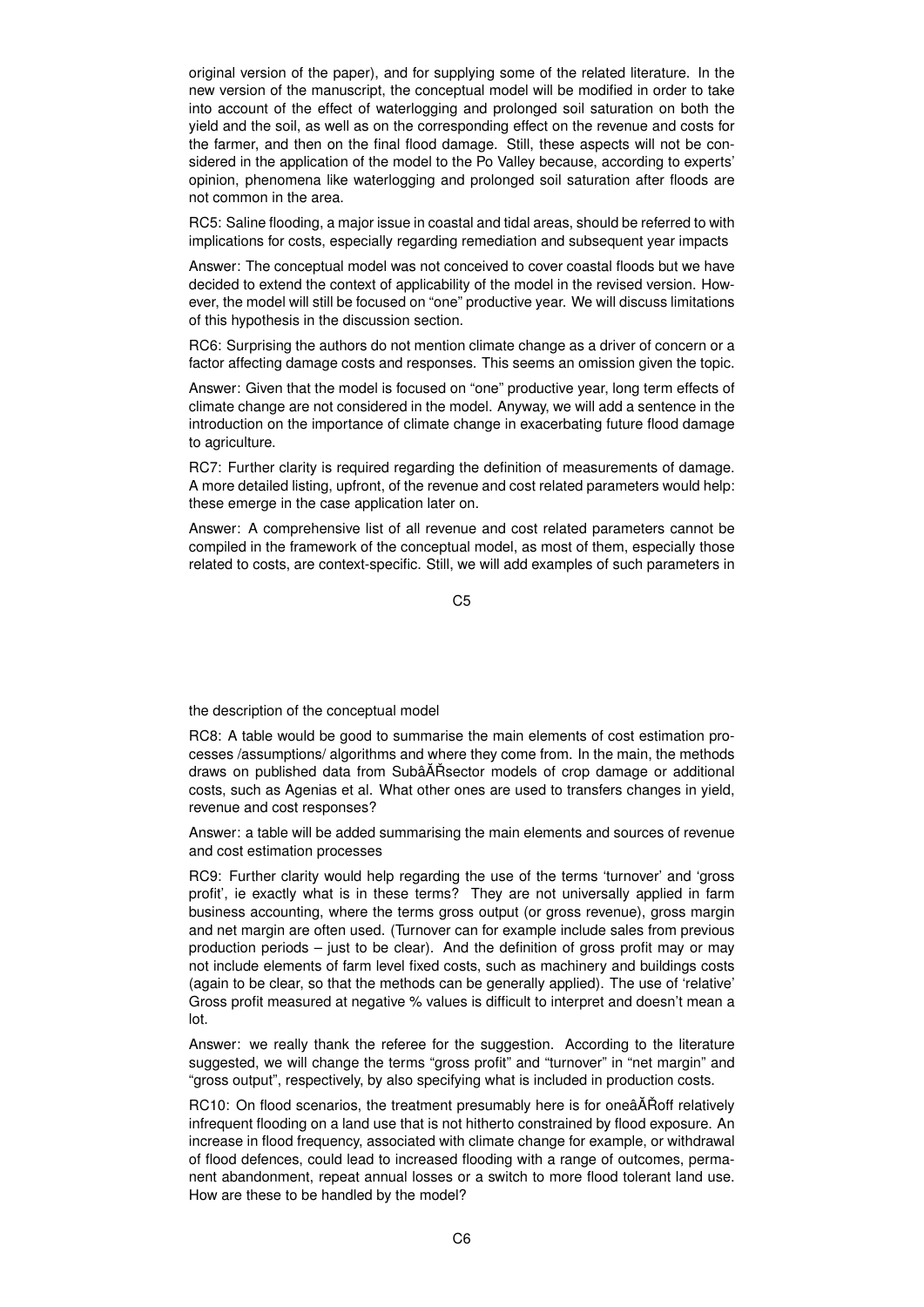original version of the paper), and for supplying some of the related literature. In the new version of the manuscript, the conceptual model will be modified in order to take into account of the effect of waterlogging and prolonged soil saturation on both the yield and the soil, as well as on the corresponding effect on the revenue and costs for the farmer, and then on the final flood damage. Still, these aspects will not be considered in the application of the model to the Po Valley because, according to experts' opinion, phenomena like waterlogging and prolonged soil saturation after floods are not common in the area.

RC5: Saline flooding, a major issue in coastal and tidal areas, should be referred to with implications for costs, especially regarding remediation and subsequent year impacts

Answer: The conceptual model was not conceived to cover coastal floods but we have decided to extend the context of applicability of the model in the revised version. However, the model will still be focused on "one" productive year. We will discuss limitations of this hypothesis in the discussion section.

RC6: Surprising the authors do not mention climate change as a driver of concern or a factor affecting damage costs and responses. This seems an omission given the topic.

Answer: Given that the model is focused on "one" productive year, long term effects of climate change are not considered in the model. Anyway, we will add a sentence in the introduction on the importance of climate change in exacerbating future flood damage to agriculture.

RC7: Further clarity is required regarding the definition of measurements of damage. A more detailed listing, upfront, of the revenue and cost related parameters would help: these emerge in the case application later on.

Answer: A comprehensive list of all revenue and cost related parameters cannot be compiled in the framework of the conceptual model, as most of them, especially those related to costs, are context-specific. Still, we will add examples of such parameters in the description of the conceptual model

RC8: A table would be good to summarise the main elements of cost estimation processes /assumptions/ algorithms and where they come from. In the main, the methods draws on published data from SubâĂŘsector models of crop damage or additional costs, such as Agenias et al. What other ones are used to transfers changes in yield, revenue and cost responses?

Answer: a table will be added summarising the main elements and sources of revenue and cost estimation processes

RC9: Further clarity would help regarding the use of the terms 'turnover' and 'gross profit', ie exactly what is in these terms? They are not universally applied in farm business accounting, where the terms gross output (or gross revenue), gross margin and net margin are often used. (Turnover can for example include sales from previous production periods – just to be clear). And the definition of gross profit may or may not include elements of farm level fixed costs, such as machinery and buildings costs (again to be clear, so that the methods can be generally applied). The use of 'relative' Gross profit measured at negative % values is difficult to interpret and doesn't mean a lot.

Answer: we really thank the referee for the suggestion. According to the literature suggested, we will change the terms "gross profit" and "turnover" in "net margin" and "gross output", respectively, by also specifying what is included in production costs.

RC10: On flood scenarios, the treatment presumably here is for oneâĂŘoff relatively infrequent flooding on a land use that is not hitherto constrained by flood exposure. An increase in flood frequency, associated with climate change for example, or withdrawal of flood defences, could lead to increased flooding with a range of outcomes, permanent abandonment, repeat annual losses or a switch to more flood tolerant land use. How are these to be handled by the model?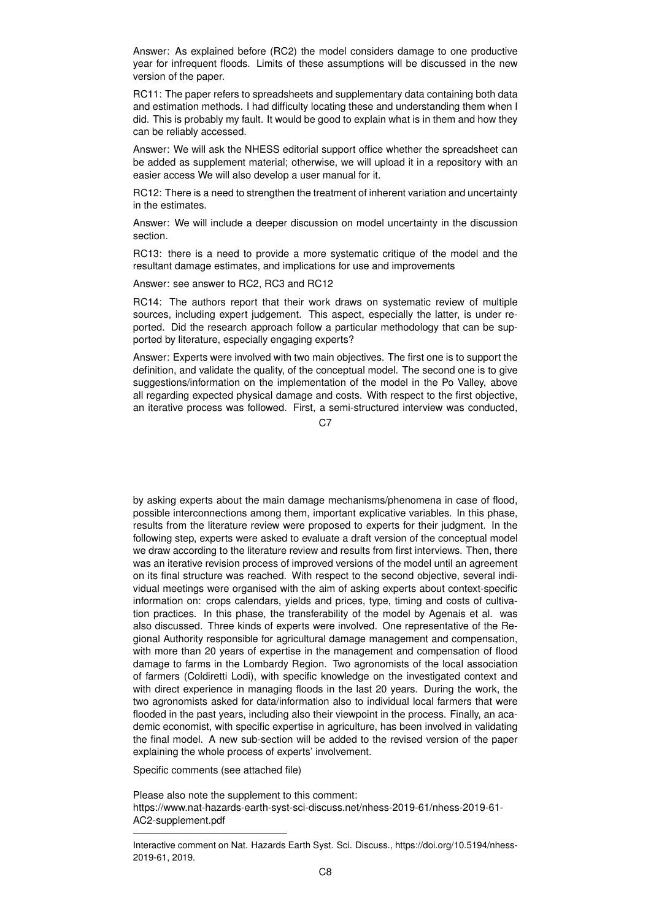Answer: As explained before (RC2) the model considers damage to one productive year for infrequent floods. Limits of these assumptions will be discussed in the new version of the paper.

RC11: The paper refers to spreadsheets and supplementary data containing both data and estimation methods. I had difficulty locating these and understanding them when I did. This is probably my fault. It would be good to explain what is in them and how they can be reliably accessed.

Answer: We will ask the NHESS editorial support office whether the spreadsheet can be added as supplement material; otherwise, we will upload it in a repository with an easier access We will also develop a user manual for it.

RC12: There is a need to strengthen the treatment of inherent variation and uncertainty in the estimates.

Answer: We will include a deeper discussion on model uncertainty in the discussion section.

RC13: there is a need to provide a more systematic critique of the model and the resultant damage estimates, and implications for use and improvements

Answer: see answer to RC2, RC3 and RC12

RC14: The authors report that their work draws on systematic review of multiple sources, including expert judgement. This aspect, especially the latter, is under reported. Did the research approach follow a particular methodology that can be supported by literature, especially engaging experts?

Answer: Experts were involved with two main objectives. The first one is to support the definition, and validate the quality, of the conceptual model. The second one is to give suggestions/information on the implementation of the model in the Po Valley, above all regarding expected physical damage and costs. With respect to the first objective, an iterative process was followed. First, a semi-structured interview was conducted, by asking experts about the main damage mechanisms/phenomena in case of flood, possible interconnections among them, important explicative variables. In this phase, results from the literature review were proposed to experts for their judgment. In the following step, experts were asked to evaluate a draft version of the conceptual model we draw according to the literature review and results from first interviews. Then, there was an iterative revision process of improved versions of the model until an agreement on its final structure was reached. With respect to the second objective, several individual meetings were organised with the aim of asking experts about context-specific information on: crops calendars, yields and prices, type, timing and costs of cultivation practices. In this phase, the transferability of the model by Agenais et al. was also discussed. Three kinds of experts were involved. One representative of the Regional Authority responsible for agricultural damage management and compensation, with more than 20 years of expertise in the management and compensation of flood damage to farms in the Lombardy Region. Two agronomists of the local association of farmers (Coldiretti Lodi), with specific knowledge on the investigated context and with direct experience in managing floods in the last 20 years. During the work, the two agronomists asked for data/information also to individual local farmers that were flooded in the past years, including also their viewpoint in the process. Finally, an academic economist, with specific expertise in agriculture, has been involved in validating the final model. A new sub-section will be added to the revised version of the paper explaining the whole process of experts' involvement.

Specific comments (see attached file)

Please also note the supplement to this comment:
https://www.nat-hazards-earth-syst-sci-discuss.net/nhess-2019-61/nhess-2019-61-AC2-supplement.pdf

---

Interactive comment on Nat. Hazards Earth Syst. Sci. Discuss., https://doi.org/10.5194/nhess-2019-61, 2019.